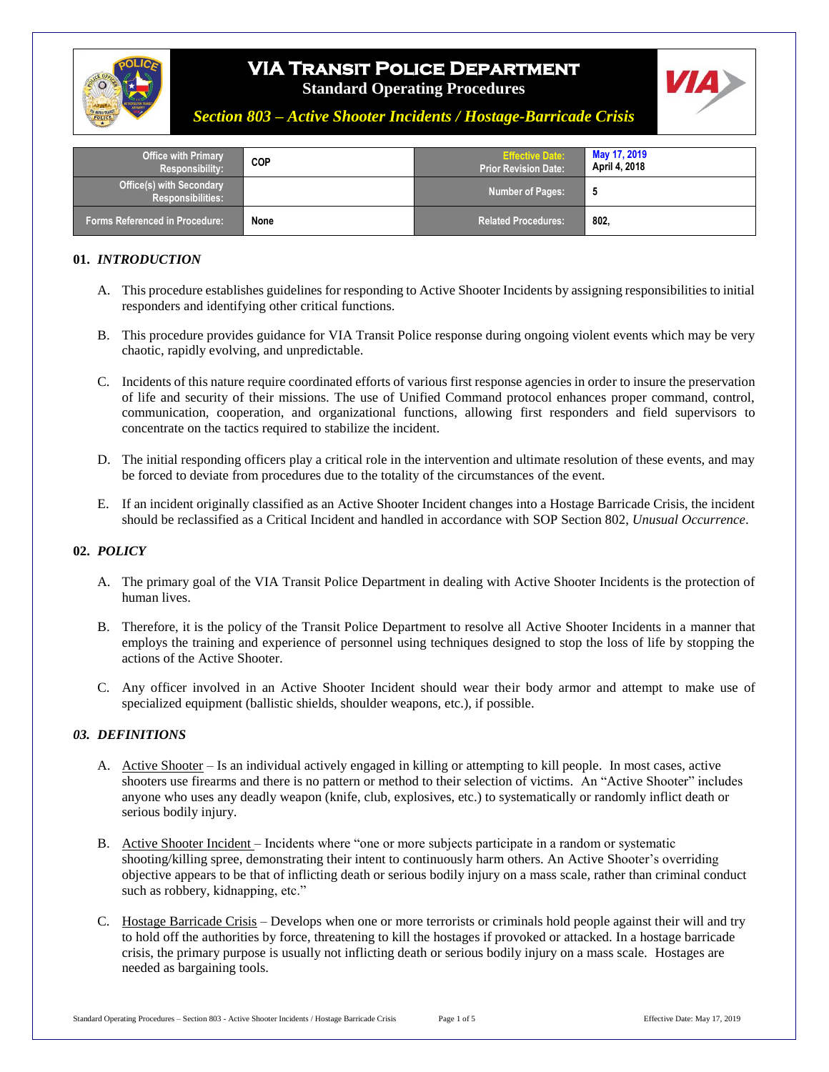# VIA Transit Police Department

**Standard Operating Procedures**

***Section 803 – Active Shooter Incidents / Hostage-Barricade Crisis***

| Office with Primary Responsibility: | COP | Effective Date: Prior Revision Date: | May 17, 2019 April 4, 2018 |
|---|---|---|---|
| Office(s) with Secondary Responsibilities: | | Number of Pages: | 5 |
| Forms Referenced in Procedure: | None | Related Procedures: | 802, |

## 01. *INTRODUCTION*

A. This procedure establishes guidelines for responding to Active Shooter Incidents by assigning responsibilities to initial responders and identifying other critical functions.

B. This procedure provides guidance for VIA Transit Police response during ongoing violent events which may be very chaotic, rapidly evolving, and unpredictable.

C. Incidents of this nature require coordinated efforts of various first response agencies in order to insure the preservation of life and security of their missions. The use of Unified Command protocol enhances proper command, control, communication, cooperation, and organizational functions, allowing first responders and field supervisors to concentrate on the tactics required to stabilize the incident.

D. The initial responding officers play a critical role in the intervention and ultimate resolution of these events, and may be forced to deviate from procedures due to the totality of the circumstances of the event.

E. If an incident originally classified as an Active Shooter Incident changes into a Hostage Barricade Crisis, the incident should be reclassified as a Critical Incident and handled in accordance with SOP Section 802, *Unusual Occurrence*.

## 02. *POLICY*

A. The primary goal of the VIA Transit Police Department in dealing with Active Shooter Incidents is the protection of human lives.

B. Therefore, it is the policy of the Transit Police Department to resolve all Active Shooter Incidents in a manner that employs the training and experience of personnel using techniques designed to stop the loss of life by stopping the actions of the Active Shooter.

C. Any officer involved in an Active Shooter Incident should wear their body armor and attempt to make use of specialized equipment (ballistic shields, shoulder weapons, etc.), if possible.

## *03. DEFINITIONS*

A. Active Shooter – Is an individual actively engaged in killing or attempting to kill people. In most cases, active shooters use firearms and there is no pattern or method to their selection of victims. An "Active Shooter" includes anyone who uses any deadly weapon (knife, club, explosives, etc.) to systematically or randomly inflict death or serious bodily injury.

B. Active Shooter Incident – Incidents where "one or more subjects participate in a random or systematic shooting/killing spree, demonstrating their intent to continuously harm others. An Active Shooter's overriding objective appears to be that of inflicting death or serious bodily injury on a mass scale, rather than criminal conduct such as robbery, kidnapping, etc."

C. Hostage Barricade Crisis – Develops when one or more terrorists or criminals hold people against their will and try to hold off the authorities by force, threatening to kill the hostages if provoked or attacked. In a hostage barricade crisis, the primary purpose is usually not inflicting death or serious bodily injury on a mass scale. Hostages are needed as bargaining tools.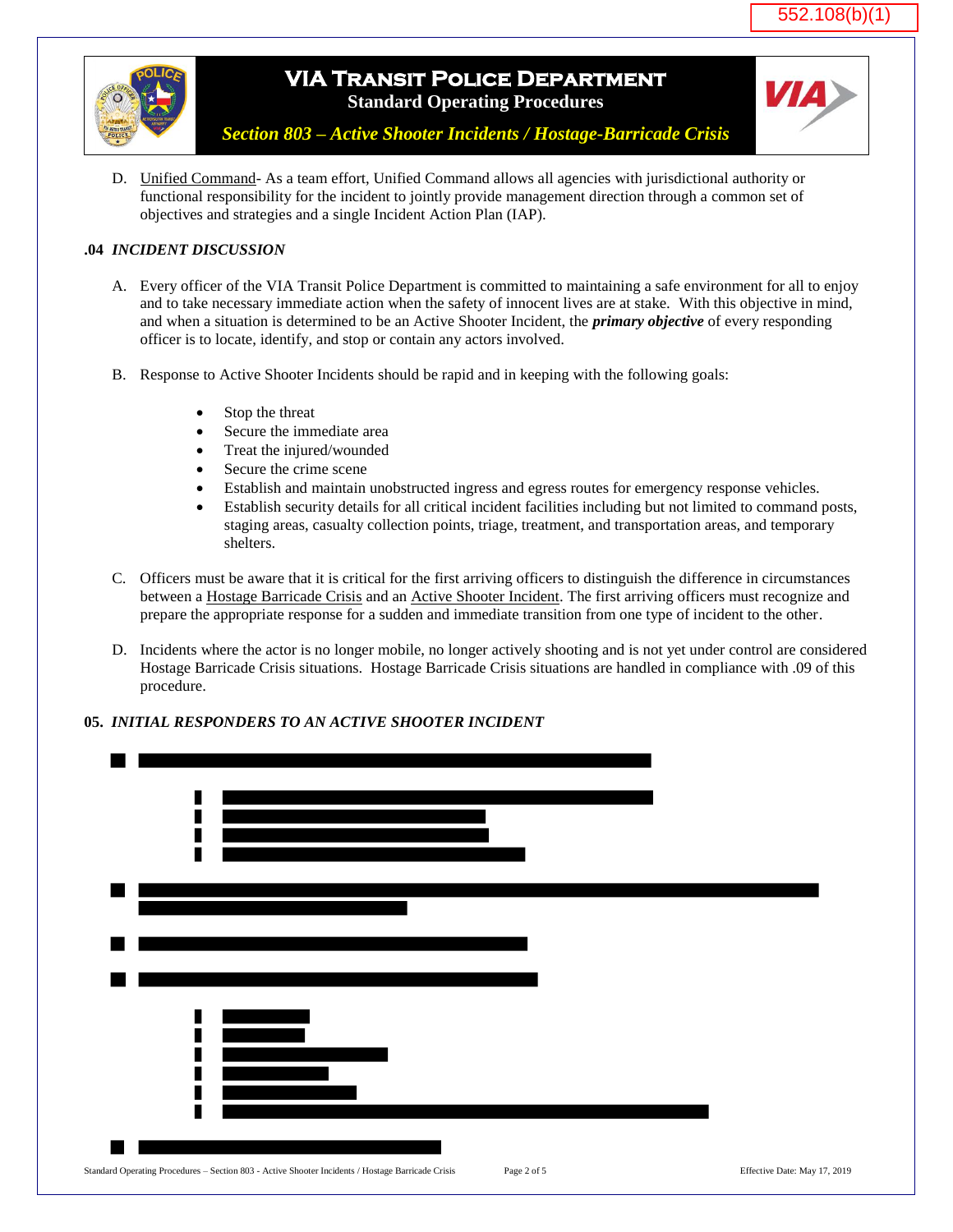552.108(b)(1)

D. Unified Command- As a team effort, Unified Command allows all agencies with jurisdictional authority or functional responsibility for the incident to jointly provide management direction through a common set of objectives and strategies and a single Incident Action Plan (IAP).

### .04 *INCIDENT DISCUSSION*

A. Every officer of the VIA Transit Police Department is committed to maintaining a safe environment for all to enjoy and to take necessary immediate action when the safety of innocent lives are at stake. With this objective in mind, and when a situation is determined to be an Active Shooter Incident, the ***primary objective*** of every responding officer is to locate, identify, and stop or contain any actors involved.

B. Response to Active Shooter Incidents should be rapid and in keeping with the following goals:

- Stop the threat
- Secure the immediate area
- Treat the injured/wounded
- Secure the crime scene
- Establish and maintain unobstructed ingress and egress routes for emergency response vehicles.
- Establish security details for all critical incident facilities including but not limited to command posts, staging areas, casualty collection points, triage, treatment, and transportation areas, and temporary shelters.

C. Officers must be aware that it is critical for the first arriving officers to distinguish the difference in circumstances between a Hostage Barricade Crisis and an Active Shooter Incident. The first arriving officers must recognize and prepare the appropriate response for a sudden and immediate transition from one type of incident to the other.

D. Incidents where the actor is no longer mobile, no longer actively shooting and is not yet under control are considered Hostage Barricade Crisis situations. Hostage Barricade Crisis situations are handled in compliance with .09 of this procedure.

### 05. *INITIAL RESPONDERS TO AN ACTIVE SHOOTER INCIDENT*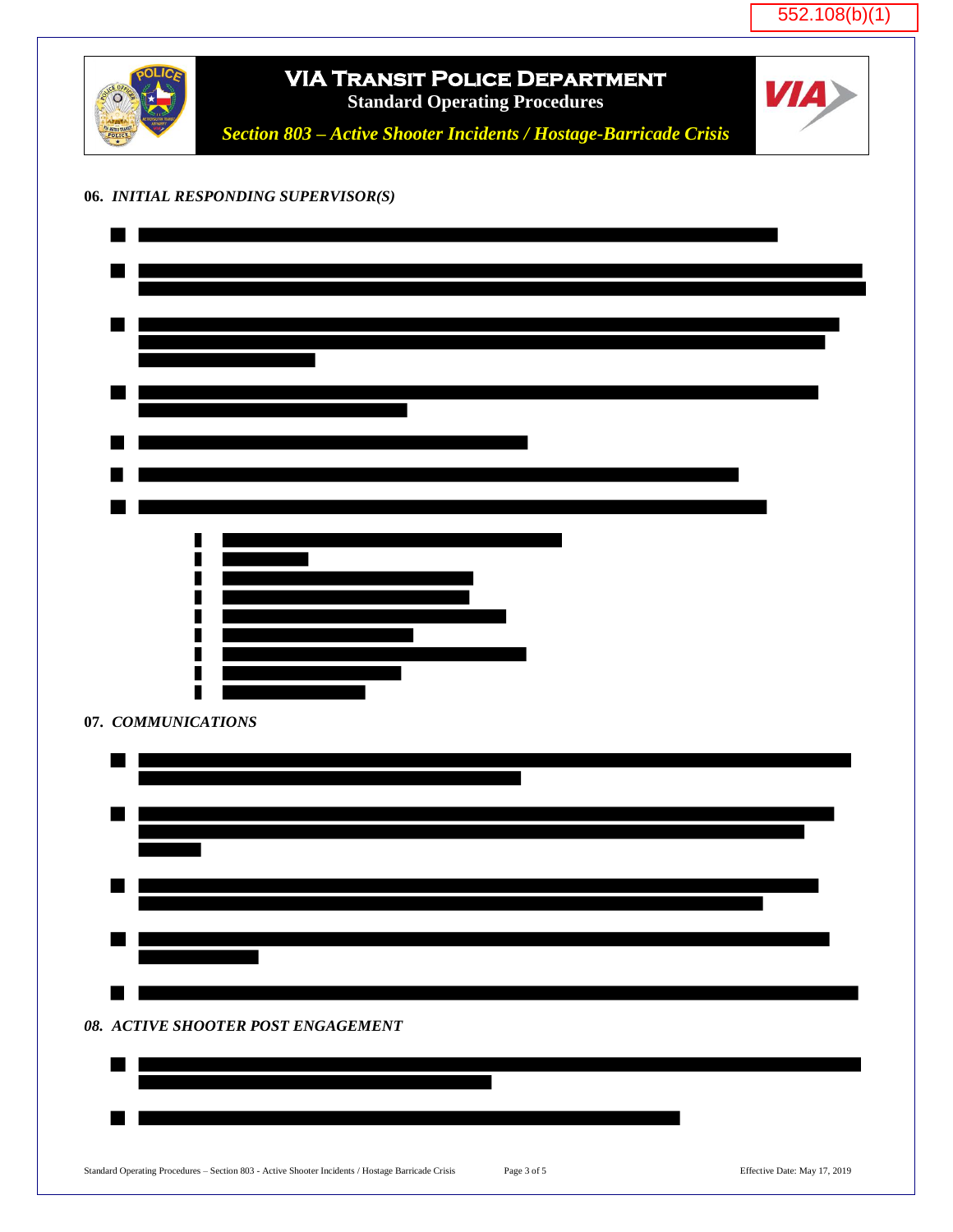552.108(b)(1)

## 06. *INITIAL RESPONDING SUPERVISOR(S)*

## 07. *COMMUNICATIONS*

## *08. ACTIVE SHOOTER POST ENGAGEMENT*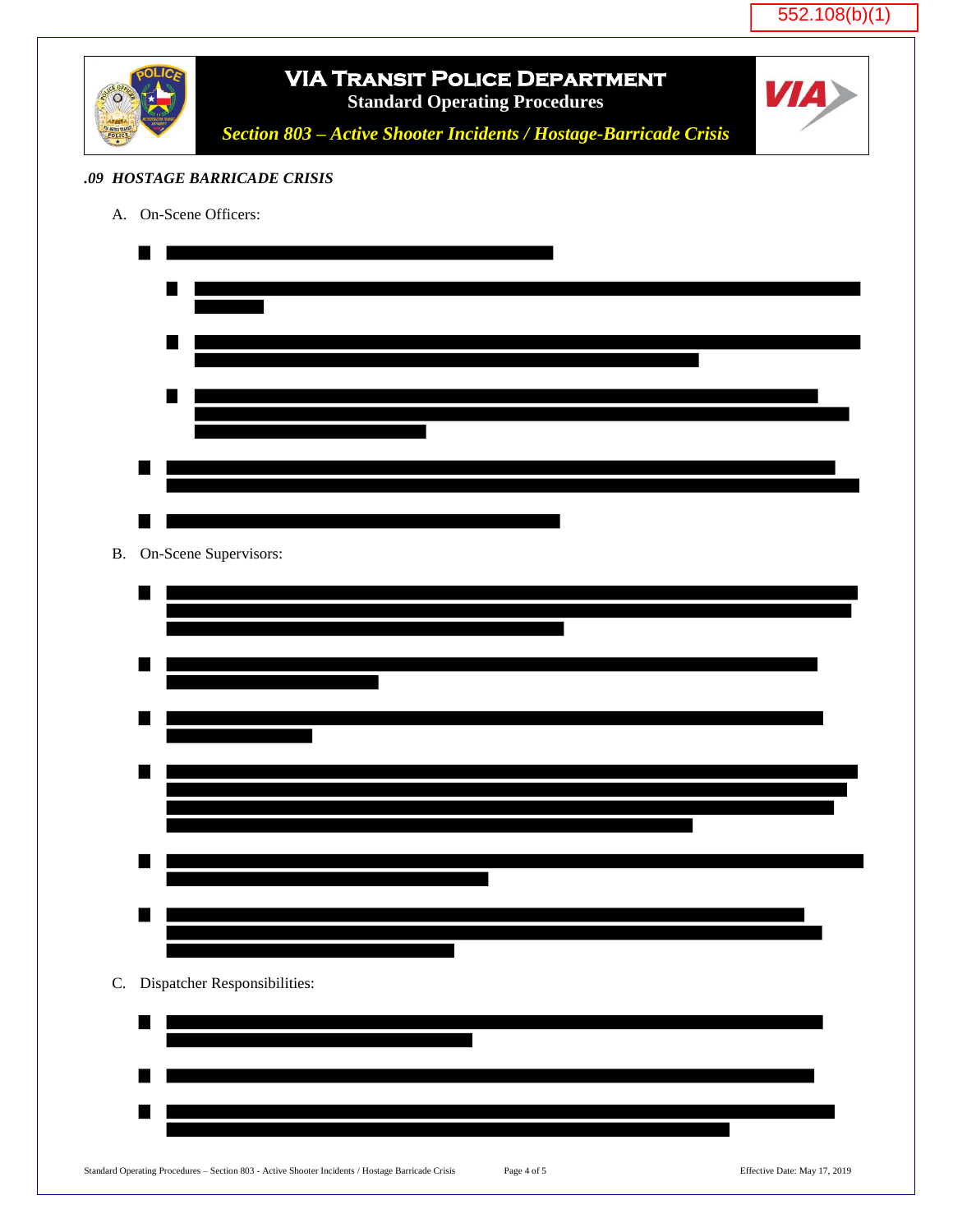552.108(b)(1)

## .09 HOSTAGE BARRICADE CRISIS

A. On-Scene Officers:

B. On-Scene Supervisors:

C. Dispatcher Responsibilities: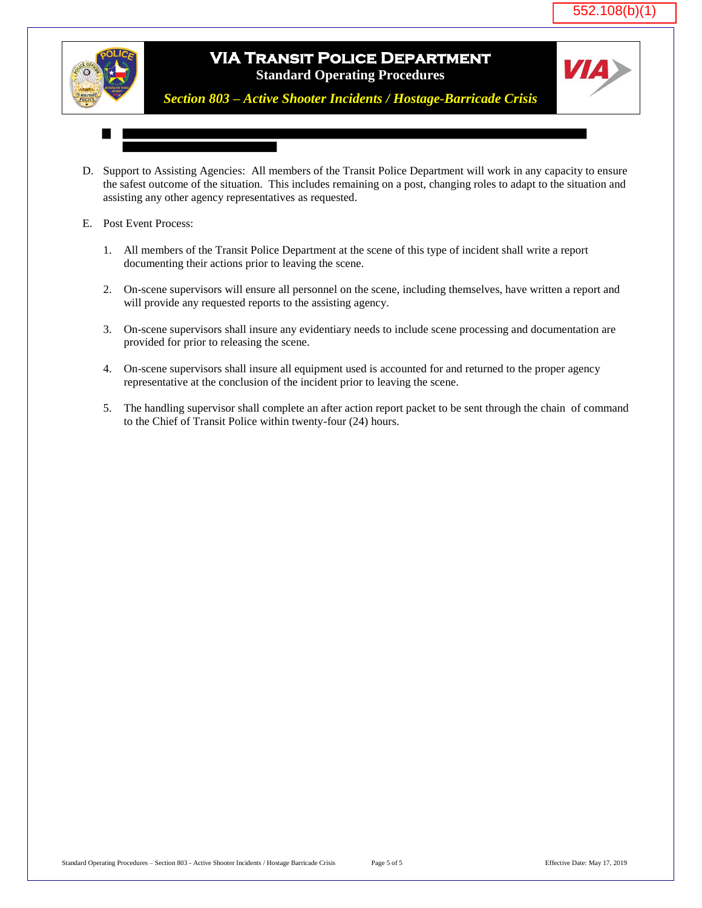D. Support to Assisting Agencies: All members of the Transit Police Department will work in any capacity to ensure the safest outcome of the situation. This includes remaining on a post, changing roles to adapt to the situation and assisting any other agency representatives as requested.

E. Post Event Process:

1. All members of the Transit Police Department at the scene of this type of incident shall write a report documenting their actions prior to leaving the scene.

2. On-scene supervisors will ensure all personnel on the scene, including themselves, have written a report and will provide any requested reports to the assisting agency.

3. On-scene supervisors shall insure any evidentiary needs to include scene processing and documentation are provided for prior to releasing the scene.

4. On-scene supervisors shall insure all equipment used is accounted for and returned to the proper agency representative at the conclusion of the incident prior to leaving the scene.

5. The handling supervisor shall complete an after action report packet to be sent through the chain of command to the Chief of Transit Police within twenty-four (24) hours.